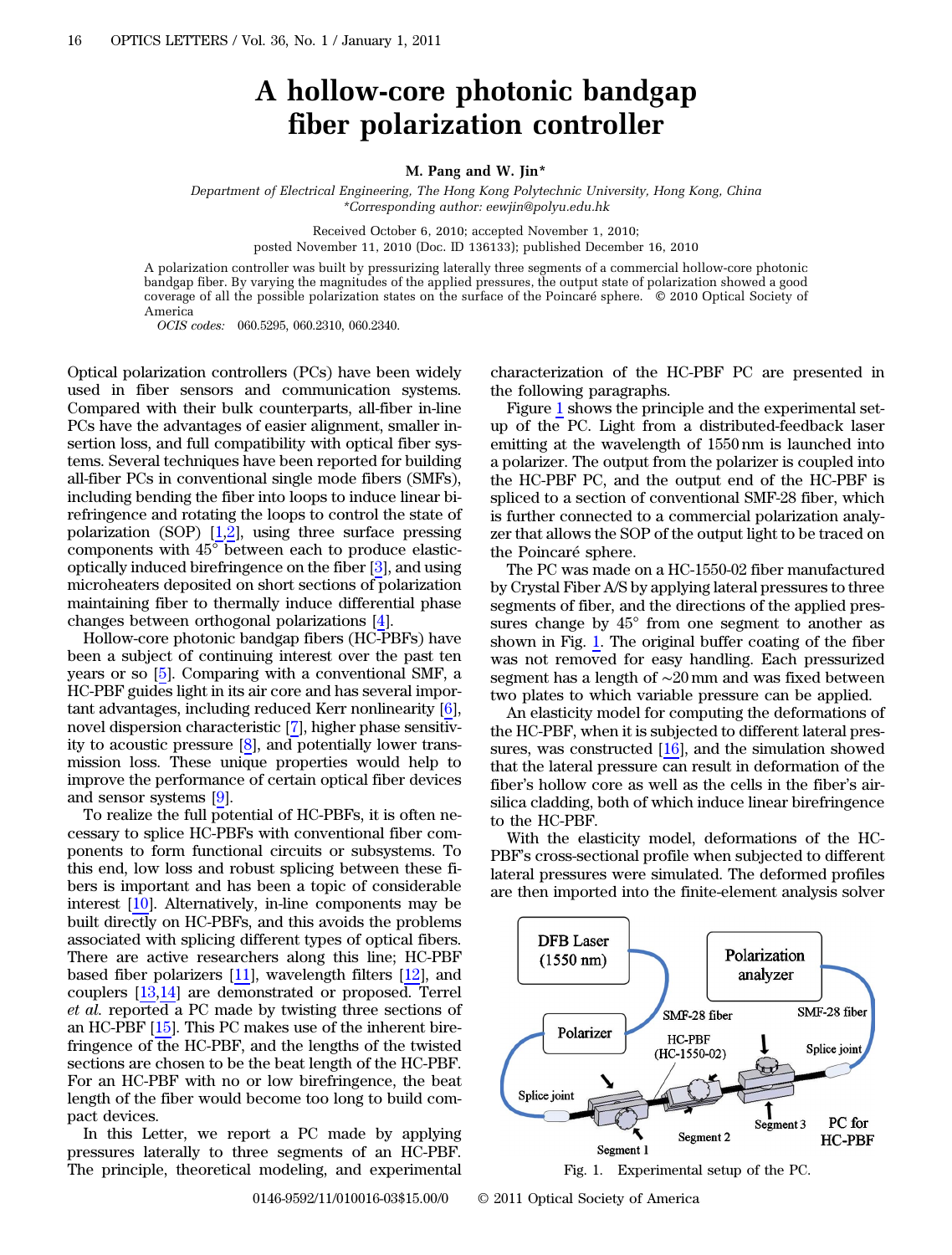# A hollow-core photonic bandgap fiber polarization controller

**M. Pang and W. Jin***

*Department of Electrical Engineering, The Hong Kong Polytechnic University, Hong Kong, China*
*\*Corresponding author: eewjin@polyu.edu.hk*

Received October 6, 2010; accepted November 1, 2010;
posted November 11, 2010 (Doc. ID 136133); published December 16, 2010

A polarization controller was built by pressurizing laterally three segments of a commercial hollow-core photonic bandgap fiber. By varying the magnitudes of the applied pressures, the output state of polarization showed a good coverage of all the possible polarization states on the surface of the Poincaré sphere. © 2010 Optical Society of America

*OCIS codes:* 060.5295, 060.2310, 060.2340.

Optical polarization controllers (PCs) have been widely used in fiber sensors and communication systems. Compared with their bulk counterparts, all-fiber in-line PCs have the advantages of easier alignment, smaller insertion loss, and full compatibility with optical fiber systems. Several techniques have been reported for building all-fiber PCs in conventional single mode fibers (SMFs), including bending the fiber into loops to induce linear birefringence and rotating the loops to control the state of polarization (SOP) [1,2], using three surface pressing components with 45° between each to produce elastic-optically induced birefringence on the fiber [3], and using microheaters deposited on short sections of polarization maintaining fiber to thermally induce differential phase changes between orthogonal polarizations [4].

Hollow-core photonic bandgap fibers (HC-PBFs) have been a subject of continuing interest over the past ten years or so [5]. Comparing with a conventional SMF, a HC-PBF guides light in its air core and has several important advantages, including reduced Kerr nonlinearity [6], novel dispersion characteristic [7], higher phase sensitivity to acoustic pressure [8], and potentially lower transmission loss. These unique properties would help to improve the performance of certain optical fiber devices and sensor systems [9].

To realize the full potential of HC-PBFs, it is often necessary to splice HC-PBFs with conventional fiber components to form functional circuits or subsystems. To this end, low loss and robust splicing between these fibers is important and has been a topic of considerable interest [10]. Alternatively, in-line components may be built directly on HC-PBFs, and this avoids the problems associated with splicing different types of optical fibers. There are active researchers along this line; HC-PBF based fiber polarizers [11], wavelength filters [12], and couplers [13,14] are demonstrated or proposed. Terrel *et al.* reported a PC made by twisting three sections of an HC-PBF [15]. This PC makes use of the inherent birefringence of the HC-PBF, and the lengths of the twisted sections are chosen to be the beat length of the HC-PBF. For an HC-PBF with no or low birefringence, the beat length of the fiber would become too long to build compact devices.

In this Letter, we report a PC made by applying pressures laterally to three segments of an HC-PBF. The principle, theoretical modeling, and experimental characterization of the HC-PBF PC are presented in the following paragraphs.

Figure 1 shows the principle and the experimental setup of the PC. Light from a distributed-feedback laser emitting at the wavelength of 1550 nm is launched into a polarizer. The output from the polarizer is coupled into the HC-PBF PC, and the output end of the HC-PBF is spliced to a section of conventional SMF-28 fiber, which is further connected to a commercial polarization analyzer that allows the SOP of the output light to be traced on the Poincaré sphere.

The PC was made on a HC-1550-02 fiber manufactured by Crystal Fiber A/S by applying lateral pressures to three segments of fiber, and the directions of the applied pressures change by 45° from one segment to another as shown in Fig. 1. The original buffer coating of the fiber was not removed for easy handling. Each pressurized segment has a length of ~20 mm and was fixed between two plates to which variable pressure can be applied.

An elasticity model for computing the deformations of the HC-PBF, when it is subjected to different lateral pressures, was constructed [16], and the simulation showed that the lateral pressure can result in deformation of the fiber's hollow core as well as the cells in the fiber's air-silica cladding, both of which induce linear birefringence to the HC-PBF.

With the elasticity model, deformations of the HC-PBF's cross-sectional profile when subjected to different lateral pressures were simulated. The deformed profiles are then imported into the finite-element analysis solver

Fig. 1. Experimental setup of the PC.

0146-9592/11/010016-03$15.00/0 © 2011 Optical Society of America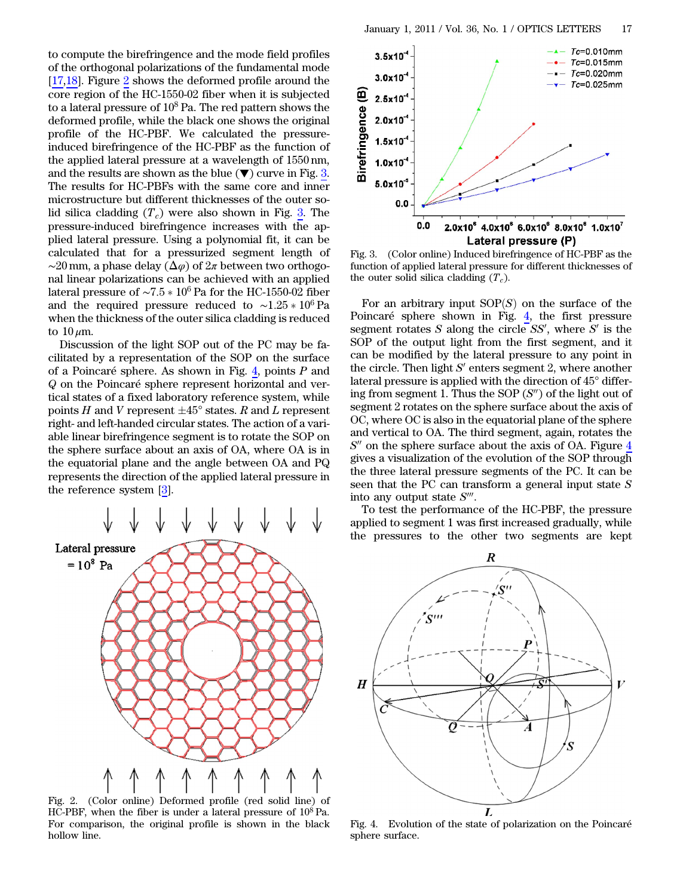to compute the birefringence and the mode field profiles of the orthogonal polarizations of the fundamental mode [17,18]. Figure 2 shows the deformed profile around the core region of the HC-1550-02 fiber when it is subjected to a lateral pressure of $10^8$ Pa. The red pattern shows the deformed profile, while the black one shows the original profile of the HC-PBF. We calculated the pressure-induced birefringence of the HC-PBF as the function of the applied lateral pressure at a wavelength of 1550 nm, and the results are shown as the blue (▼) curve in Fig. 3. The results for HC-PBFs with the same core and inner microstructure but different thicknesses of the outer solid silica cladding ($T_c$) were also shown in Fig. 3. The pressure-induced birefringence increases with the applied lateral pressure. Using a polynomial fit, it can be calculated that for a pressurized segment length of ~20 mm, a phase delay ($\Delta\varphi$) of $2\pi$ between two orthogonal linear polarizations can be achieved with an applied lateral pressure of $\sim 7.5 * 10^6$ Pa for the HC-1550-02 fiber and the required pressure reduced to $\sim 1.25 * 10^6$ Pa when the thickness of the outer silica cladding is reduced to 10 $\mu$m.

Discussion of the light SOP out of the PC may be facilitated by a representation of the SOP on the surface of a Poincaré sphere. As shown in Fig. 4, points $P$ and $Q$ on the Poincaré sphere represent horizontal and vertical states of a fixed laboratory reference system, while points $H$ and $V$ represent $\pm 45°$ states. $R$ and $L$ represent right- and left-handed circular states. The action of a variable linear birefringence segment is to rotate the SOP on the sphere surface about an axis of OA, where OA is in the equatorial plane and the angle between OA and PQ represents the direction of the applied lateral pressure in the reference system [3].

Fig. 2. (Color online) Deformed profile (red solid line) of HC-PBF, when the fiber is under a lateral pressure of $10^8$ Pa. For comparison, the original profile is shown in the black hollow line.

Fig. 3. (Color online) Induced birefringence of HC-PBF as the function of applied lateral pressure for different thicknesses of the outer solid silica cladding ($T_c$).

For an arbitrary input SOP($S$) on the surface of the Poincaré sphere shown in Fig. 4, the first pressure segment rotates $S$ along the circle $SS'$, where $S'$ is the SOP of the output light from the first segment, and it can be modified by the lateral pressure to any point in the circle. Then light $S'$ enters segment 2, where another lateral pressure is applied with the direction of 45° differing from segment 1. Thus the SOP ($S''$) of the light out of segment 2 rotates on the sphere surface about the axis of OC, where OC is also in the equatorial plane of the sphere and vertical to OA. The third segment, again, rotates the $S''$ on the sphere surface about the axis of OA. Figure 4 gives a visualization of the evolution of the SOP through the three lateral pressure segments of the PC. It can be seen that the PC can transform a general input state $S$ into any output state $S'''$.

To test the performance of the HC-PBF, the pressure applied to segment 1 was first increased gradually, while the pressures to the other two segments are kept

Fig. 4. Evolution of the state of polarization on the Poincaré sphere surface.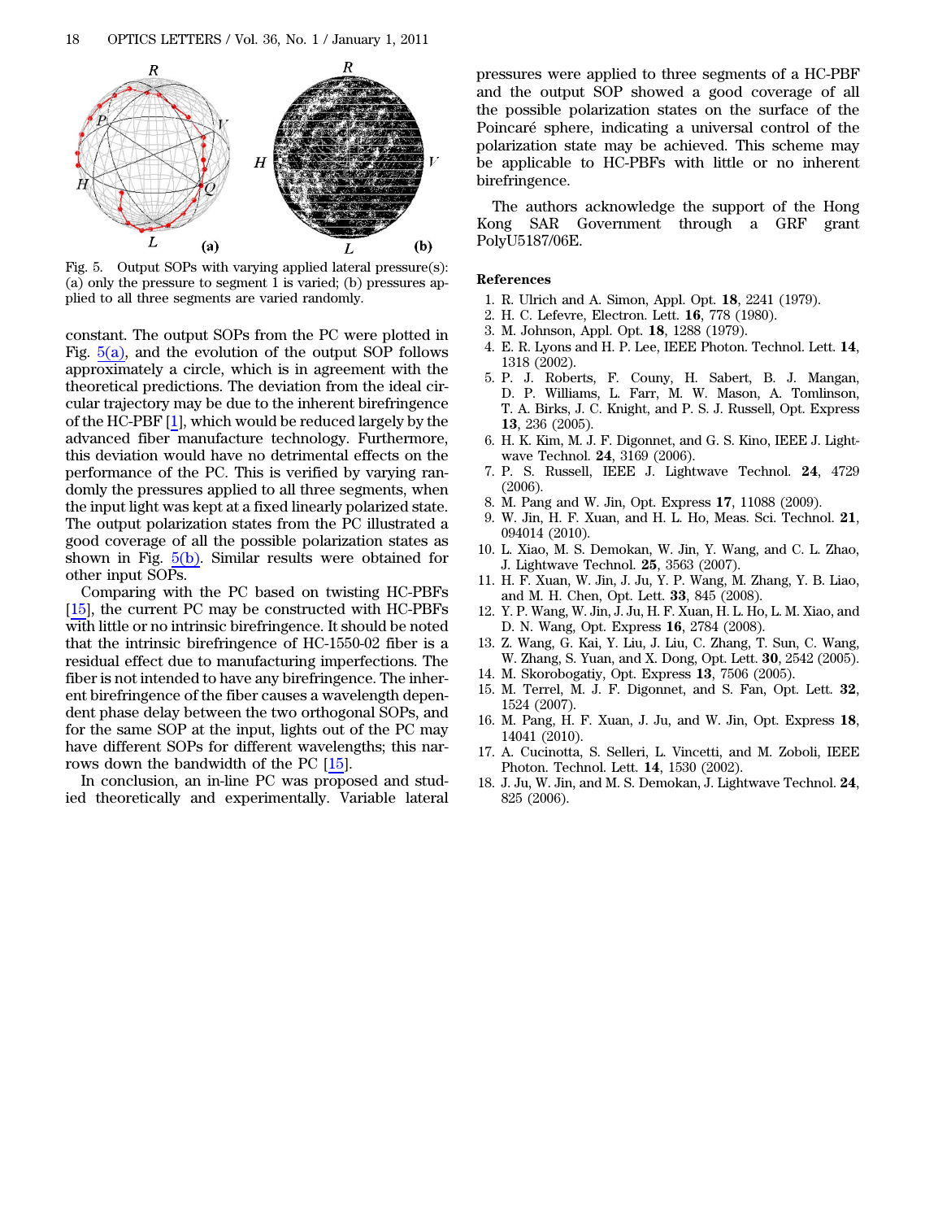R

P

V

H

Q

L

(a)

R

H

V

L

(b)

Fig. 5. Output SOPs with varying applied lateral pressure(s): (a) only the pressure to segment 1 is varied; (b) pressures applied to all three segments are varied randomly.

constant. The output SOPs from the PC were plotted in Fig. 5(a), and the evolution of the output SOP follows approximately a circle, which is in agreement with the theoretical predictions. The deviation from the ideal circular trajectory may be due to the inherent birefringence of the HC-PBF [1], which would be reduced largely by the advanced fiber manufacture technology. Furthermore, this deviation would have no detrimental effects on the performance of the PC. This is verified by varying randomly the pressures applied to all three segments, when the input light was kept at a fixed linearly polarized state. The output polarization states from the PC illustrated a good coverage of all the possible polarization states as shown in Fig. 5(b). Similar results were obtained for other input SOPs.

Comparing with the PC based on twisting HC-PBFs [15], the current PC may be constructed with HC-PBFs with little or no intrinsic birefringence. It should be noted that the intrinsic birefringence of HC-1550-02 fiber is a residual effect due to manufacturing imperfections. The fiber is not intended to have any birefringence. The inherent birefringence of the fiber causes a wavelength dependent phase delay between the two orthogonal SOPs, and for the same SOP at the input, lights out of the PC may have different SOPs for different wavelengths; this narrows down the bandwidth of the PC [15].

In conclusion, an in-line PC was proposed and studied theoretically and experimentally. Variable lateral pressures were applied to three segments of a HC-PBF and the output SOP showed a good coverage of all the possible polarization states on the surface of the Poincaré sphere, indicating a universal control of the polarization state may be achieved. This scheme may be applicable to HC-PBFs with little or no inherent birefringence.

The authors acknowledge the support of the Hong Kong SAR Government through a GRF grant PolyU5187/06E.

## References

1. R. Ulrich and A. Simon, Appl. Opt. **18**, 2241 (1979).
2. H. C. Lefevre, Electron. Lett. **16**, 778 (1980).
3. M. Johnson, Appl. Opt. **18**, 1288 (1979).
4. E. R. Lyons and H. P. Lee, IEEE Photon. Technol. Lett. **14**, 1318 (2002).
5. P. J. Roberts, F. Couny, H. Sabert, B. J. Mangan, D. P. Williams, L. Farr, M. W. Mason, A. Tomlinson, T. A. Birks, J. C. Knight, and P. S. J. Russell, Opt. Express **13**, 236 (2005).
6. H. K. Kim, M. J. F. Digonnet, and G. S. Kino, IEEE J. Lightwave Technol. **24**, 3169 (2006).
7. P. S. Russell, IEEE J. Lightwave Technol. **24**, 4729 (2006).
8. M. Pang and W. Jin, Opt. Express **17**, 11088 (2009).
9. W. Jin, H. F. Xuan, and H. L. Ho, Meas. Sci. Technol. **21**, 094014 (2010).
10. L. Xiao, M. S. Demokan, W. Jin, Y. Wang, and C. L. Zhao, J. Lightwave Technol. **25**, 3563 (2007).
11. H. F. Xuan, W. Jin, J. Ju, Y. P. Wang, M. Zhang, Y. B. Liao, and M. H. Chen, Opt. Lett. **33**, 845 (2008).
12. Y. P. Wang, W. Jin, J. Ju, H. F. Xuan, H. L. Ho, L. M. Xiao, and D. N. Wang, Opt. Express **16**, 2784 (2008).
13. Z. Wang, G. Kai, Y. Liu, J. Liu, C. Zhang, T. Sun, C. Wang, W. Zhang, S. Yuan, and X. Dong, Opt. Lett. **30**, 2542 (2005).
14. M. Skorobogatiy, Opt. Express **13**, 7506 (2005).
15. M. Terrel, M. J. F. Digonnet, and S. Fan, Opt. Lett. **32**, 1524 (2007).
16. M. Pang, H. F. Xuan, J. Ju, and W. Jin, Opt. Express **18**, 14041 (2010).
17. A. Cucinotta, S. Selleri, L. Vincetti, and M. Zoboli, IEEE Photon. Technol. Lett. **14**, 1530 (2002).
18. J. Ju, W. Jin, and M. S. Demokan, J. Lightwave Technol. **24**, 825 (2006).